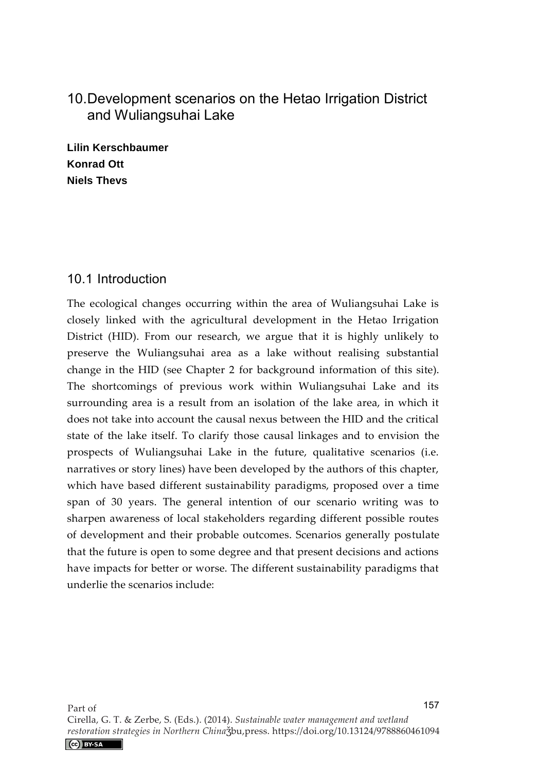# 10. Development scenarios on the Hetao Irrigation District and Wuliangsuhai Lake

**Lilin Kerschbaumer**
**Konrad Ott**
**Niels Thevs**

## 10.1 Introduction

The ecological changes occurring within the area of Wuliangsuhai Lake is closely linked with the agricultural development in the Hetao Irrigation District (HID). From our research, we argue that it is highly unlikely to preserve the Wuliangsuhai area as a lake without realising substantial change in the HID (see Chapter 2 for background information of this site). The shortcomings of previous work within Wuliangsuhai Lake and its surrounding area is a result from an isolation of the lake area, in which it does not take into account the causal nexus between the HID and the critical state of the lake itself. To clarify those causal linkages and to envision the prospects of Wuliangsuhai Lake in the future, qualitative scenarios (i.e. narratives or story lines) have been developed by the authors of this chapter, which have based different sustainability paradigms, proposed over a time span of 30 years. The general intention of our scenario writing was to sharpen awareness of local stakeholders regarding different possible routes of development and their probable outcomes. Scenarios generally postulate that the future is open to some degree and that present decisions and actions have impacts for better or worse. The different sustainability paradigms that underlie the scenarios include:

Part of
Cirella, G. T. & Zerbe, S. (Eds.). (2014). *Sustainable water management and wetland restoration strategies in Northern China*. ʒbu,press. https://doi.org/10.13124/9788860461094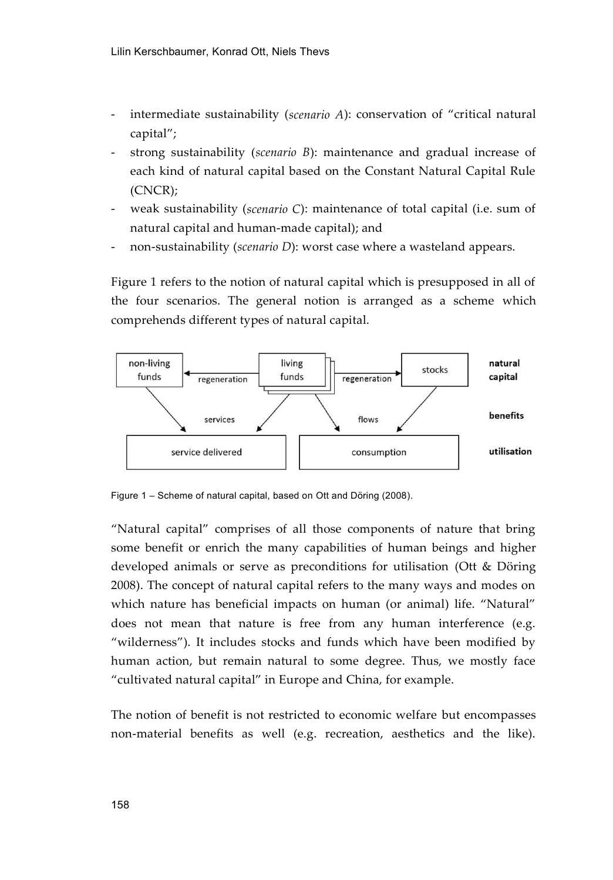- intermediate sustainability (*scenario A*): conservation of "critical natural capital";
- strong sustainability (*scenario B*): maintenance and gradual increase of each kind of natural capital based on the Constant Natural Capital Rule (CNCR);
- weak sustainability (*scenario C*): maintenance of total capital (i.e. sum of natural capital and human-made capital); and
- non-sustainability (*scenario D*): worst case where a wasteland appears.

Figure 1 refers to the notion of natural capital which is presupposed in all of the four scenarios. The general notion is arranged as a scheme which comprehends different types of natural capital.

Figure 1 – Scheme of natural capital, based on Ott and Döring (2008).

"Natural capital" comprises of all those components of nature that bring some benefit or enrich the many capabilities of human beings and higher developed animals or serve as preconditions for utilisation (Ott & Döring 2008). The concept of natural capital refers to the many ways and modes on which nature has beneficial impacts on human (or animal) life. "Natural" does not mean that nature is free from any human interference (e.g. "wilderness"). It includes stocks and funds which have been modified by human action, but remain natural to some degree. Thus, we mostly face "cultivated natural capital" in Europe and China, for example.

The notion of benefit is not restricted to economic welfare but encompasses non-material benefits as well (e.g. recreation, aesthetics and the like).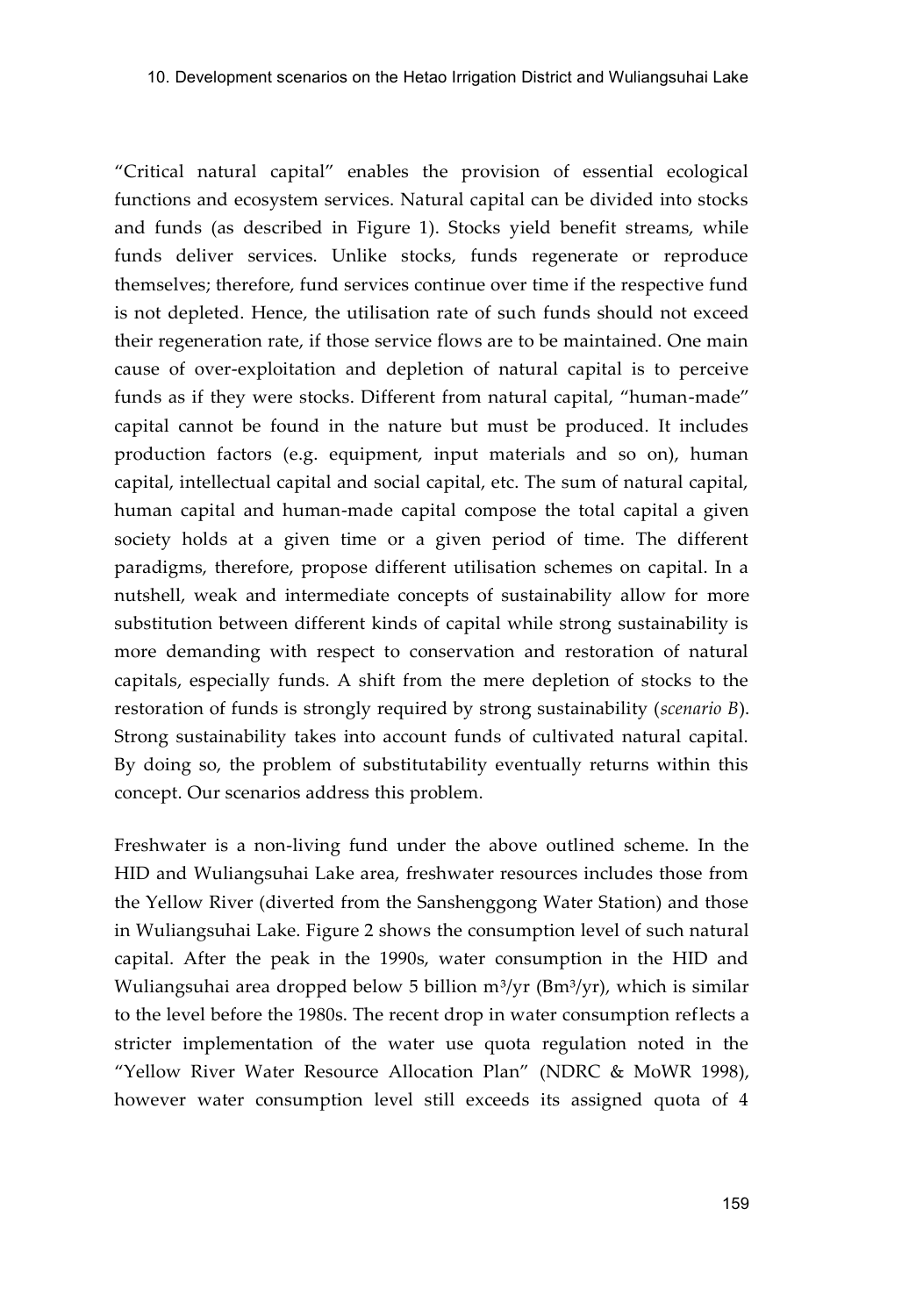"Critical natural capital" enables the provision of essential ecological functions and ecosystem services. Natural capital can be divided into stocks and funds (as described in Figure 1). Stocks yield benefit streams, while funds deliver services. Unlike stocks, funds regenerate or reproduce themselves; therefore, fund services continue over time if the respective fund is not depleted. Hence, the utilisation rate of such funds should not exceed their regeneration rate, if those service flows are to be maintained. One main cause of over-exploitation and depletion of natural capital is to perceive funds as if they were stocks. Different from natural capital, "human-made" capital cannot be found in the nature but must be produced. It includes production factors (e.g. equipment, input materials and so on), human capital, intellectual capital and social capital, etc. The sum of natural capital, human capital and human-made capital compose the total capital a given society holds at a given time or a given period of time. The different paradigms, therefore, propose different utilisation schemes on capital. In a nutshell, weak and intermediate concepts of sustainability allow for more substitution between different kinds of capital while strong sustainability is more demanding with respect to conservation and restoration of natural capitals, especially funds. A shift from the mere depletion of stocks to the restoration of funds is strongly required by strong sustainability (*scenario B*). Strong sustainability takes into account funds of cultivated natural capital. By doing so, the problem of substitutability eventually returns within this concept. Our scenarios address this problem.

Freshwater is a non-living fund under the above outlined scheme. In the HID and Wuliangsuhai Lake area, freshwater resources includes those from the Yellow River (diverted from the Sanshenggong Water Station) and those in Wuliangsuhai Lake. Figure 2 shows the consumption level of such natural capital. After the peak in the 1990s, water consumption in the HID and Wuliangsuhai area dropped below 5 billion $m^3$/yr ($Bm^3$/yr), which is similar to the level before the 1980s. The recent drop in water consumption reflects a stricter implementation of the water use quota regulation noted in the "Yellow River Water Resource Allocation Plan" (NDRC & MoWR 1998), however water consumption level still exceeds its assigned quota of 4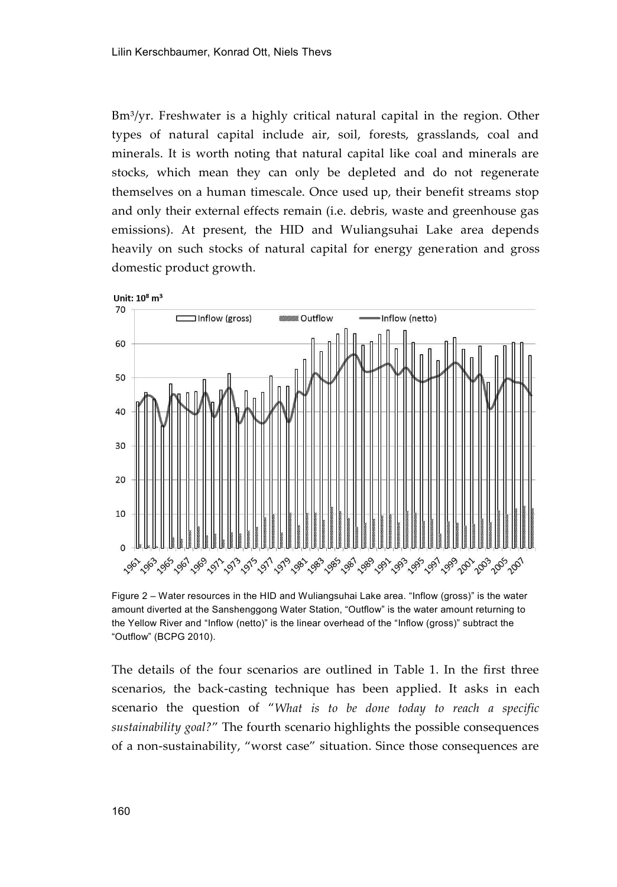Bm³/yr. Freshwater is a highly critical natural capital in the region. Other types of natural capital include air, soil, forests, grasslands, coal and minerals. It is worth noting that natural capital like coal and minerals are stocks, which mean they can only be depleted and do not regenerate themselves on a human timescale. Once used up, their benefit streams stop and only their external effects remain (i.e. debris, waste and greenhouse gas emissions). At present, the HID and Wuliangsuhai Lake area depends heavily on such stocks of natural capital for energy generation and gross domestic product growth.

Figure 2 – Water resources in the HID and Wuliangsuhai Lake area. "Inflow (gross)" is the water amount diverted at the Sanshenggong Water Station, "Outflow" is the water amount returning to the Yellow River and "Inflow (netto)" is the linear overhead of the "Inflow (gross)" subtract the "Outflow" (BCPG 2010).

The details of the four scenarios are outlined in Table 1. In the first three scenarios, the back-casting technique has been applied. It asks in each scenario the question of "*What is to be done today to reach a specific sustainability goal?*" The fourth scenario highlights the possible consequences of a non-sustainability, "worst case" situation. Since those consequences are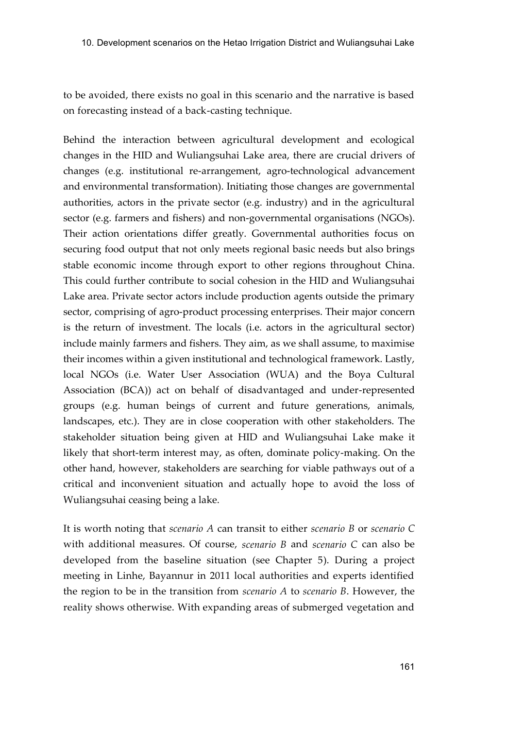to be avoided, there exists no goal in this scenario and the narrative is based on forecasting instead of a back-casting technique.

Behind the interaction between agricultural development and ecological changes in the HID and Wuliangsuhai Lake area, there are crucial drivers of changes (e.g. institutional re-arrangement, agro-technological advancement and environmental transformation). Initiating those changes are governmental authorities, actors in the private sector (e.g. industry) and in the agricultural sector (e.g. farmers and fishers) and non-governmental organisations (NGOs). Their action orientations differ greatly. Governmental authorities focus on securing food output that not only meets regional basic needs but also brings stable economic income through export to other regions throughout China. This could further contribute to social cohesion in the HID and Wuliangsuhai Lake area. Private sector actors include production agents outside the primary sector, comprising of agro-product processing enterprises. Their major concern is the return of investment. The locals (i.e. actors in the agricultural sector) include mainly farmers and fishers. They aim, as we shall assume, to maximise their incomes within a given institutional and technological framework. Lastly, local NGOs (i.e. Water User Association (WUA) and the Boya Cultural Association (BCA)) act on behalf of disadvantaged and under-represented groups (e.g. human beings of current and future generations, animals, landscapes, etc.). They are in close cooperation with other stakeholders. The stakeholder situation being given at HID and Wuliangsuhai Lake make it likely that short-term interest may, as often, dominate policy-making. On the other hand, however, stakeholders are searching for viable pathways out of a critical and inconvenient situation and actually hope to avoid the loss of Wuliangsuhai ceasing being a lake.

It is worth noting that *scenario A* can transit to either *scenario B* or *scenario C* with additional measures. Of course, *scenario B* and *scenario C* can also be developed from the baseline situation (see Chapter 5). During a project meeting in Linhe, Bayannur in 2011 local authorities and experts identified the region to be in the transition from *scenario A* to *scenario B*. However, the reality shows otherwise. With expanding areas of submerged vegetation and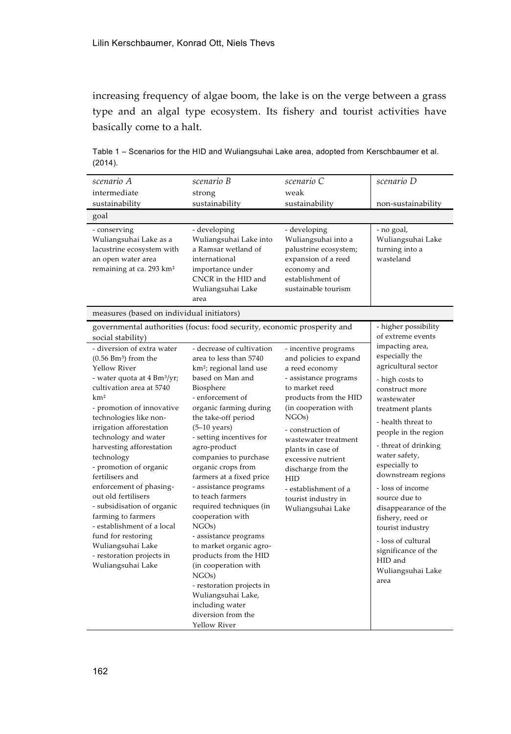increasing frequency of algae boom, the lake is on the verge between a grass type and an algal type ecosystem. Its fishery and tourist activities have basically come to a halt.

Table 1 – Scenarios for the HID and Wuliangsuhai Lake area, adopted from Kerschbaumer et al. (2014).

| *scenario A* intermediate sustainability | *scenario B* strong sustainability | *scenario C* weak sustainability | *scenario D* non-sustainability |
|---|---|---|---|
| goal | | | |
| - conserving Wuliangsuhai Lake as a lacustrine ecosystem with an open water area remaining at ca. 293 km² | - developing Wuliangsuhai Lake into a Ramsar wetland of international importance under CNCR in the HID and Wuliangsuhai Lake area | - developing Wuliangsuhai into a palustrine ecosystem; expansion of a reed economy and establishment of sustainable tourism | - no goal, Wuliangsuhai Lake turning into a wasteland |
| measures (based on individual initiators) | | | |
| governmental authorities (focus: food security, economic prosperity and social stability) | | | - higher possibility of extreme events impacting area, especially the agricultural sector<br>- high costs to construct more wastewater treatment plants<br>- health threat to people in the region<br>- threat of drinking water safety, especially to downstream regions<br>- loss of income source due to disappearance of the fishery, reed or tourist industry<br>- loss of cultural significance of the HID and Wuliangsuhai Lake area |
| - diversion of extra water (0.56 Bm³) from the Yellow River<br>- water quota at 4 Bm³/yr; cultivation area at 5740 km²<br>- promotion of innovative technologies like non-irrigation afforestation technology and water harvesting afforestation technology<br>- promotion of organic fertilisers and enforcement of phasing-out old fertilisers<br>- subsidisation of organic farming to farmers<br>- establishment of a local fund for restoring Wuliangsuhai Lake<br>- restoration projects in Wuliangsuhai Lake | - decrease of cultivation area to less than 5740 km²; regional land use based on Man and Biosphere<br>- enforcement of organic farming during the take-off period (5–10 years)<br>- setting incentives for agro-product companies to purchase organic crops from farmers at a fixed price<br>- assistance programs to teach farmers required techniques (in cooperation with NGOs)<br>- assistance programs to market organic agro-products from the HID (in cooperation with NGOs)<br>- restoration projects in Wuliangsuhai Lake, including water diversion from the Yellow River | - incentive programs and policies to expand a reed economy<br>- assistance programs to market reed products from the HID (in cooperation with NGOs)<br>- construction of wastewater treatment plants in case of excessive nutrient discharge from the HID<br>- establishment of a tourist industry in Wuliangsuhai Lake | |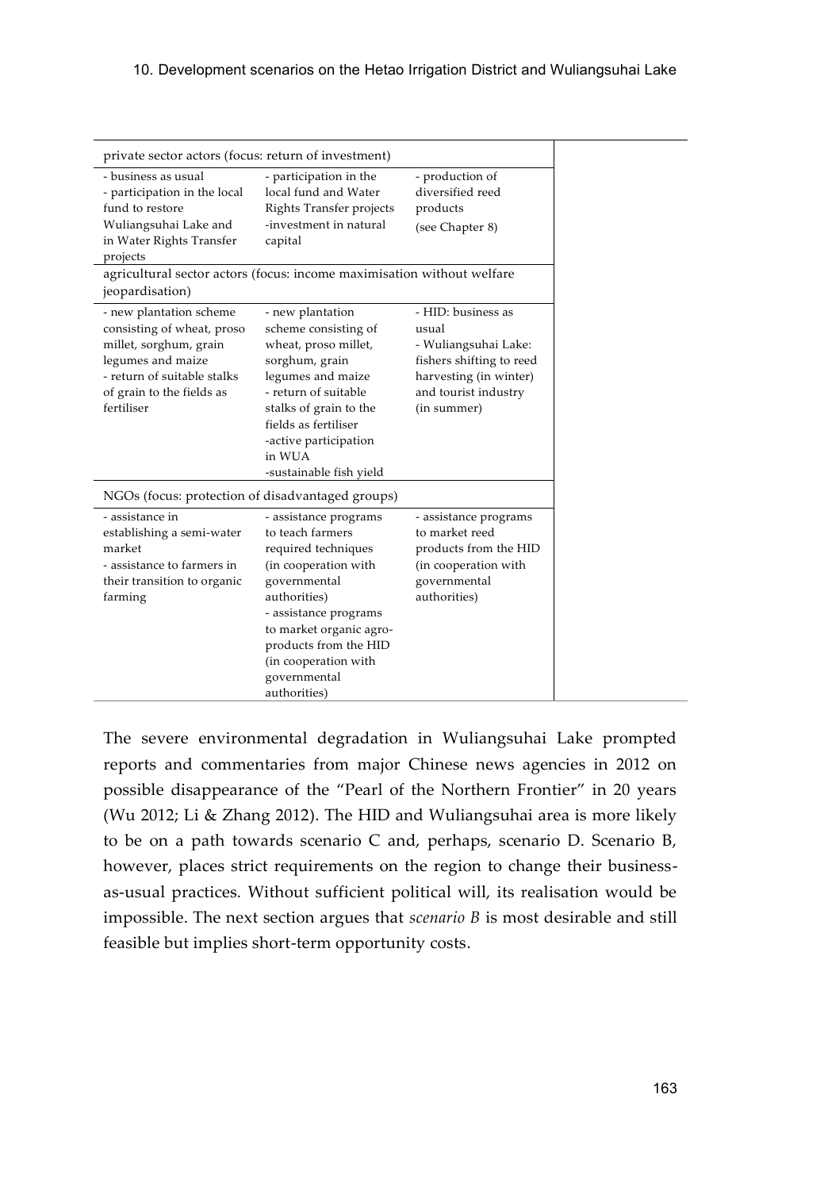| | | |
|---|---|---|
| private sector actors (focus: return of investment) | | |
| - business as usual<br>- participation in the local fund to restore Wuliangsuhai Lake and in Water Rights Transfer projects | - participation in the local fund and Water Rights Transfer projects<br>-investment in natural capital | - production of diversified reed products<br>(see Chapter 8) |
| agricultural sector actors (focus: income maximisation without welfare jeopardisation) | | |
| - new plantation scheme consisting of wheat, proso millet, sorghum, grain legumes and maize<br>- return of suitable stalks of grain to the fields as fertiliser | - new plantation scheme consisting of wheat, proso millet, sorghum, grain legumes and maize<br>- return of suitable stalks of grain to the fields as fertiliser<br>-active participation in WUA<br>-sustainable fish yield | - HID: business as usual<br>- Wuliangsuhai Lake: fishers shifting to reed harvesting (in winter) and tourist industry (in summer) |
| NGOs (focus: protection of disadvantaged groups) | | |
| - assistance in establishing a semi-water market<br>- assistance to farmers in their transition to organic farming | - assistance programs to teach farmers required techniques (in cooperation with governmental authorities)<br>- assistance programs to market organic agro-products from the HID (in cooperation with governmental authorities) | - assistance programs to market reed products from the HID (in cooperation with governmental authorities) |

The severe environmental degradation in Wuliangsuhai Lake prompted reports and commentaries from major Chinese news agencies in 2012 on possible disappearance of the "Pearl of the Northern Frontier" in 20 years (Wu 2012; Li & Zhang 2012). The HID and Wuliangsuhai area is more likely to be on a path towards scenario C and, perhaps, scenario D. Scenario B, however, places strict requirements on the region to change their business-as-usual practices. Without sufficient political will, its realisation would be impossible. The next section argues that *scenario B* is most desirable and still feasible but implies short-term opportunity costs.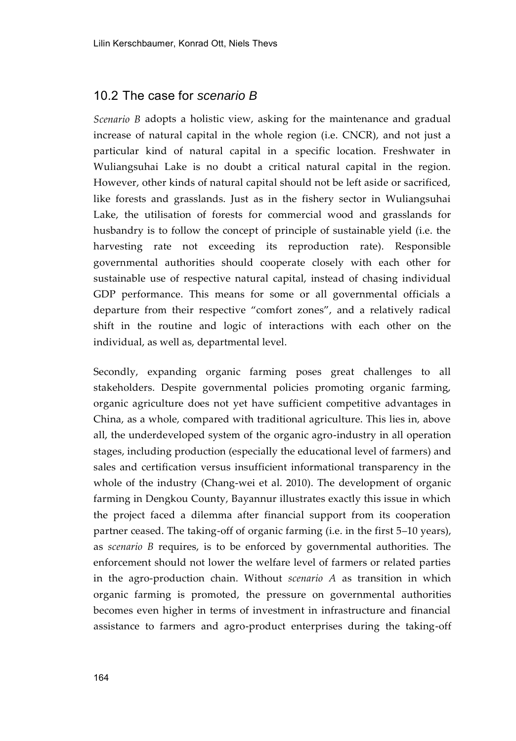## 10.2 The case for *scenario B*

*Scenario B* adopts a holistic view, asking for the maintenance and gradual increase of natural capital in the whole region (i.e. CNCR), and not just a particular kind of natural capital in a specific location. Freshwater in Wuliangsuhai Lake is no doubt a critical natural capital in the region. However, other kinds of natural capital should not be left aside or sacrificed, like forests and grasslands. Just as in the fishery sector in Wuliangsuhai Lake, the utilisation of forests for commercial wood and grasslands for husbandry is to follow the concept of principle of sustainable yield (i.e. the harvesting rate not exceeding its reproduction rate). Responsible governmental authorities should cooperate closely with each other for sustainable use of respective natural capital, instead of chasing individual GDP performance. This means for some or all governmental officials a departure from their respective "comfort zones", and a relatively radical shift in the routine and logic of interactions with each other on the individual, as well as, departmental level.

Secondly, expanding organic farming poses great challenges to all stakeholders. Despite governmental policies promoting organic farming, organic agriculture does not yet have sufficient competitive advantages in China, as a whole, compared with traditional agriculture. This lies in, above all, the underdeveloped system of the organic agro-industry in all operation stages, including production (especially the educational level of farmers) and sales and certification versus insufficient informational transparency in the whole of the industry (Chang-wei et al. 2010). The development of organic farming in Dengkou County, Bayannur illustrates exactly this issue in which the project faced a dilemma after financial support from its cooperation partner ceased. The taking-off of organic farming (i.e. in the first 5–10 years), as *scenario B* requires, is to be enforced by governmental authorities. The enforcement should not lower the welfare level of farmers or related parties in the agro-production chain. Without *scenario A* as transition in which organic farming is promoted, the pressure on governmental authorities becomes even higher in terms of investment in infrastructure and financial assistance to farmers and agro-product enterprises during the taking-off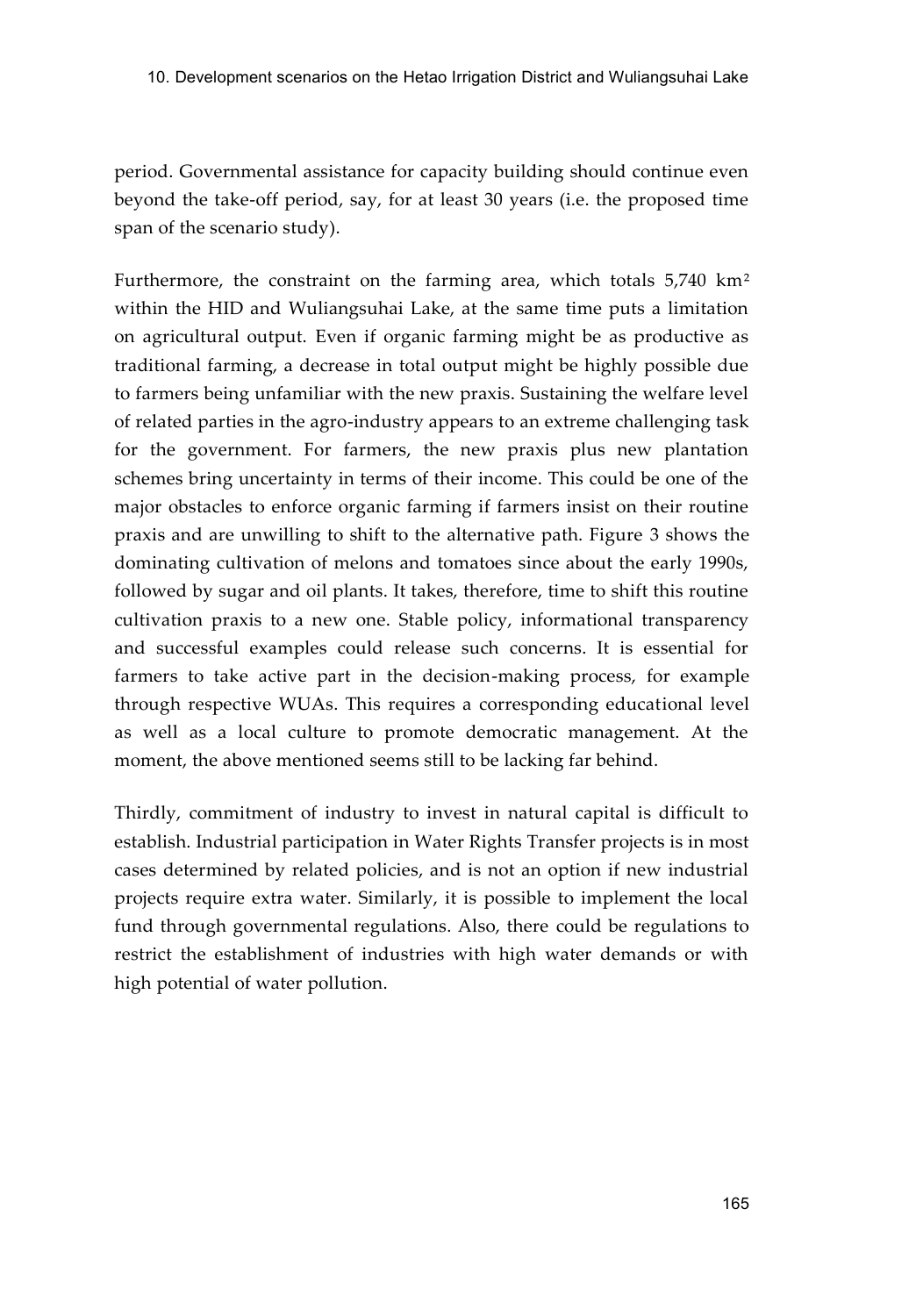period. Governmental assistance for capacity building should continue even beyond the take-off period, say, for at least 30 years (i.e. the proposed time span of the scenario study).

Furthermore, the constraint on the farming area, which totals 5,740 $km^2$ within the HID and Wuliangsuhai Lake, at the same time puts a limitation on agricultural output. Even if organic farming might be as productive as traditional farming, a decrease in total output might be highly possible due to farmers being unfamiliar with the new praxis. Sustaining the welfare level of related parties in the agro-industry appears to an extreme challenging task for the government. For farmers, the new praxis plus new plantation schemes bring uncertainty in terms of their income. This could be one of the major obstacles to enforce organic farming if farmers insist on their routine praxis and are unwilling to shift to the alternative path. Figure 3 shows the dominating cultivation of melons and tomatoes since about the early 1990s, followed by sugar and oil plants. It takes, therefore, time to shift this routine cultivation praxis to a new one. Stable policy, informational transparency and successful examples could release such concerns. It is essential for farmers to take active part in the decision-making process, for example through respective WUAs. This requires a corresponding educational level as well as a local culture to promote democratic management. At the moment, the above mentioned seems still to be lacking far behind.

Thirdly, commitment of industry to invest in natural capital is difficult to establish. Industrial participation in Water Rights Transfer projects is in most cases determined by related policies, and is not an option if new industrial projects require extra water. Similarly, it is possible to implement the local fund through governmental regulations. Also, there could be regulations to restrict the establishment of industries with high water demands or with high potential of water pollution.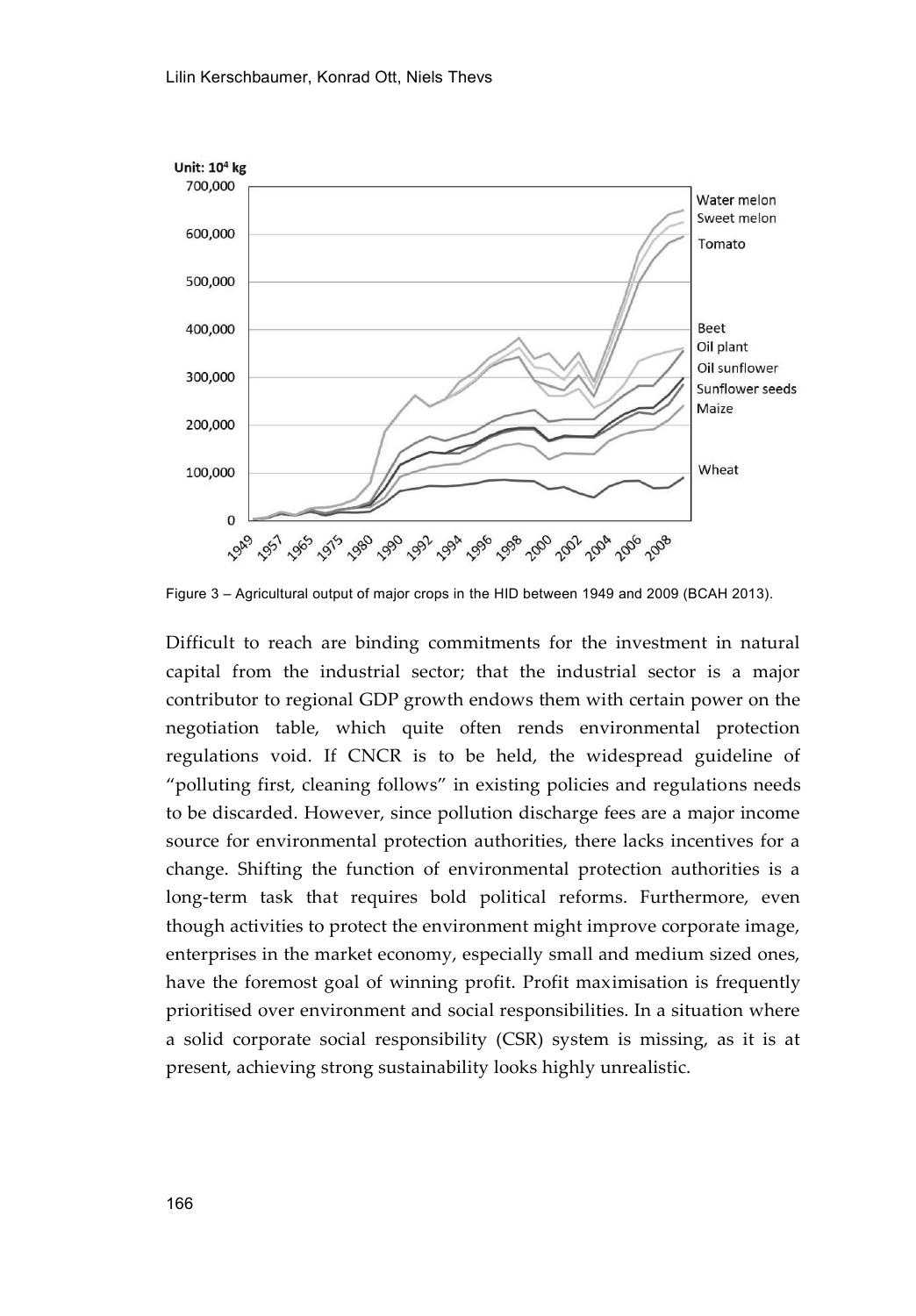Figure 3 – Agricultural output of major crops in the HID between 1949 and 2009 (BCAH 2013).

Difficult to reach are binding commitments for the investment in natural capital from the industrial sector; that the industrial sector is a major contributor to regional GDP growth endows them with certain power on the negotiation table, which quite often rends environmental protection regulations void. If CNCR is to be held, the widespread guideline of "polluting first, cleaning follows" in existing policies and regulations needs to be discarded. However, since pollution discharge fees are a major income source for environmental protection authorities, there lacks incentives for a change. Shifting the function of environmental protection authorities is a long-term task that requires bold political reforms. Furthermore, even though activities to protect the environment might improve corporate image, enterprises in the market economy, especially small and medium sized ones, have the foremost goal of winning profit. Profit maximisation is frequently prioritised over environment and social responsibilities. In a situation where a solid corporate social responsibility (CSR) system is missing, as it is at present, achieving strong sustainability looks highly unrealistic.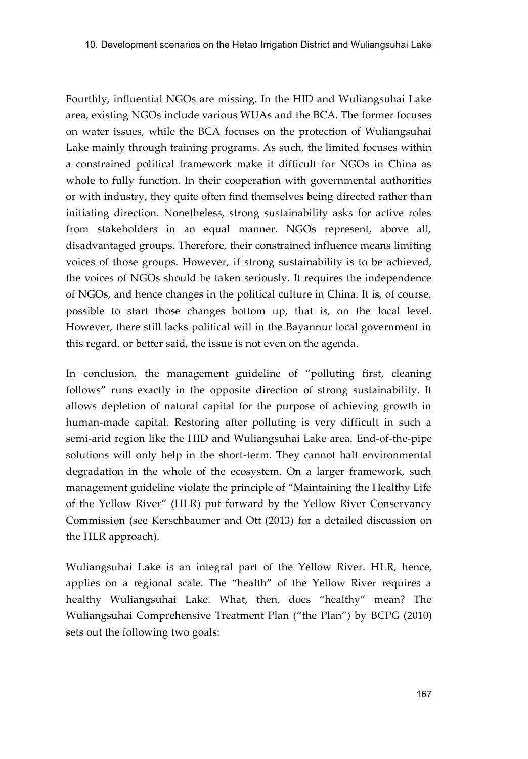Fourthly, influential NGOs are missing. In the HID and Wuliangsuhai Lake area, existing NGOs include various WUAs and the BCA. The former focuses on water issues, while the BCA focuses on the protection of Wuliangsuhai Lake mainly through training programs. As such, the limited focuses within a constrained political framework make it difficult for NGOs in China as whole to fully function. In their cooperation with governmental authorities or with industry, they quite often find themselves being directed rather than initiating direction. Nonetheless, strong sustainability asks for active roles from stakeholders in an equal manner. NGOs represent, above all, disadvantaged groups. Therefore, their constrained influence means limiting voices of those groups. However, if strong sustainability is to be achieved, the voices of NGOs should be taken seriously. It requires the independence of NGOs, and hence changes in the political culture in China. It is, of course, possible to start those changes bottom up, that is, on the local level. However, there still lacks political will in the Bayannur local government in this regard, or better said, the issue is not even on the agenda.

In conclusion, the management guideline of "polluting first, cleaning follows" runs exactly in the opposite direction of strong sustainability. It allows depletion of natural capital for the purpose of achieving growth in human-made capital. Restoring after polluting is very difficult in such a semi-arid region like the HID and Wuliangsuhai Lake area. End-of-the-pipe solutions will only help in the short-term. They cannot halt environmental degradation in the whole of the ecosystem. On a larger framework, such management guideline violate the principle of "Maintaining the Healthy Life of the Yellow River" (HLR) put forward by the Yellow River Conservancy Commission (see Kerschbaumer and Ott (2013) for a detailed discussion on the HLR approach).

Wuliangsuhai Lake is an integral part of the Yellow River. HLR, hence, applies on a regional scale. The "health" of the Yellow River requires a healthy Wuliangsuhai Lake. What, then, does "healthy" mean? The Wuliangsuhai Comprehensive Treatment Plan ("the Plan") by BCPG (2010) sets out the following two goals: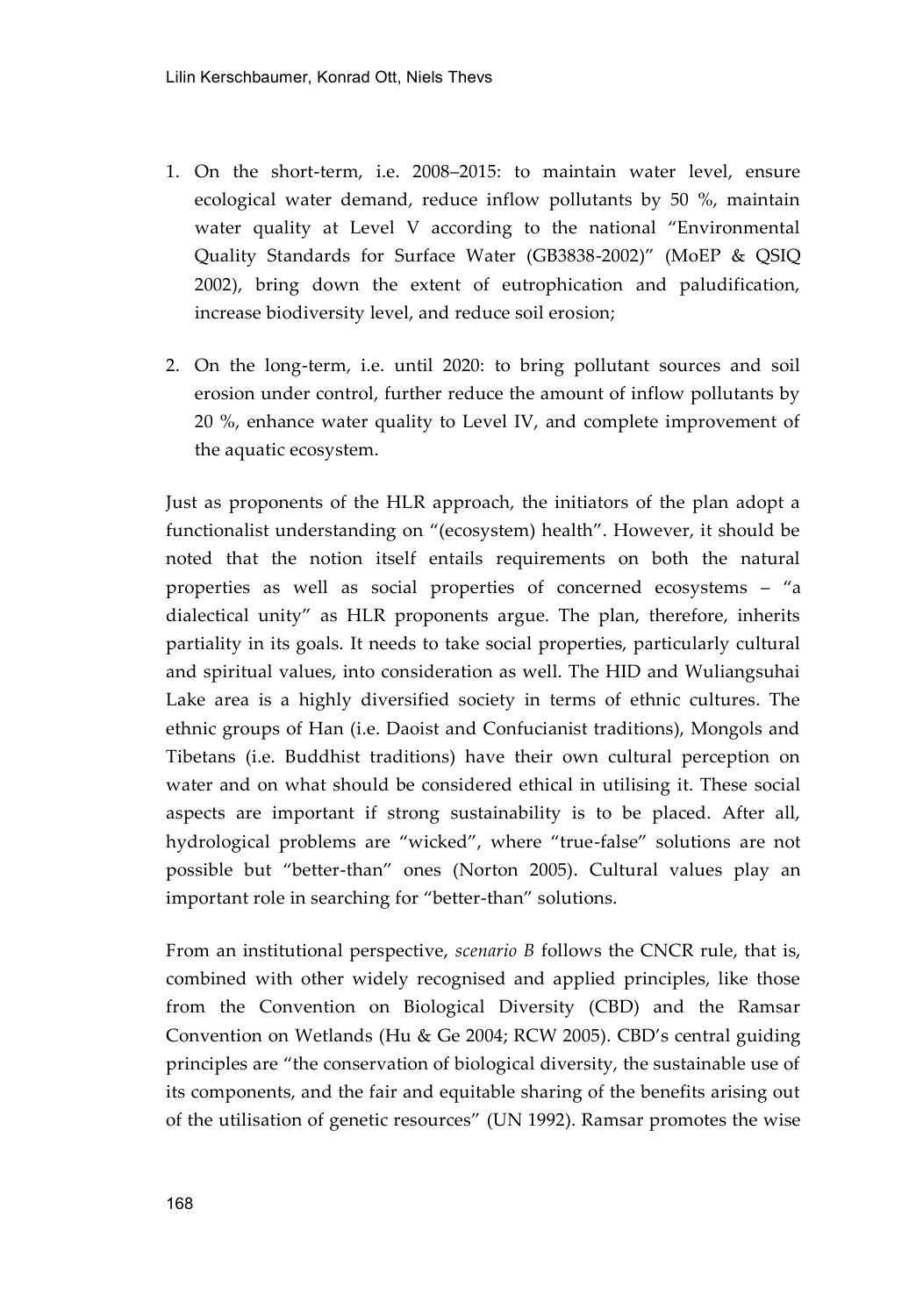1. On the short-term, i.e. 2008–2015: to maintain water level, ensure ecological water demand, reduce inflow pollutants by 50 %, maintain water quality at Level V according to the national "Environmental Quality Standards for Surface Water (GB3838-2002)" (MoEP & QSIQ 2002), bring down the extent of eutrophication and paludification, increase biodiversity level, and reduce soil erosion;

2. On the long-term, i.e. until 2020: to bring pollutant sources and soil erosion under control, further reduce the amount of inflow pollutants by 20 %, enhance water quality to Level IV, and complete improvement of the aquatic ecosystem.

Just as proponents of the HLR approach, the initiators of the plan adopt a functionalist understanding on "(ecosystem) health". However, it should be noted that the notion itself entails requirements on both the natural properties as well as social properties of concerned ecosystems – "a dialectical unity" as HLR proponents argue. The plan, therefore, inherits partiality in its goals. It needs to take social properties, particularly cultural and spiritual values, into consideration as well. The HID and Wuliangsuhai Lake area is a highly diversified society in terms of ethnic cultures. The ethnic groups of Han (i.e. Daoist and Confucianist traditions), Mongols and Tibetans (i.e. Buddhist traditions) have their own cultural perception on water and on what should be considered ethical in utilising it. These social aspects are important if strong sustainability is to be placed. After all, hydrological problems are "wicked", where "true-false" solutions are not possible but "better-than" ones (Norton 2005). Cultural values play an important role in searching for "better-than" solutions.

From an institutional perspective, *scenario B* follows the CNCR rule, that is, combined with other widely recognised and applied principles, like those from the Convention on Biological Diversity (CBD) and the Ramsar Convention on Wetlands (Hu & Ge 2004; RCW 2005). CBD's central guiding principles are "the conservation of biological diversity, the sustainable use of its components, and the fair and equitable sharing of the benefits arising out of the utilisation of genetic resources" (UN 1992). Ramsar promotes the wise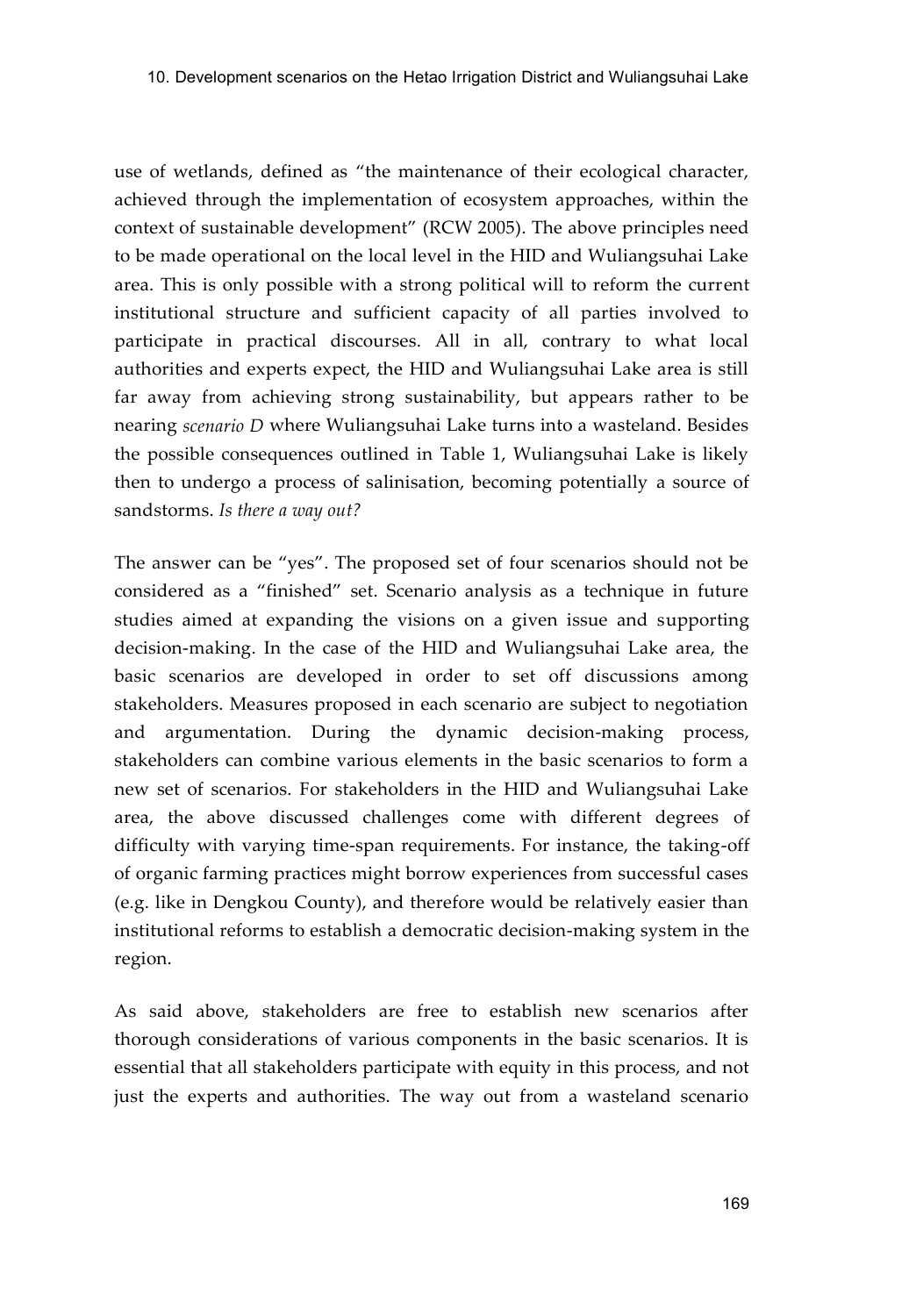use of wetlands, defined as “the maintenance of their ecological character, achieved through the implementation of ecosystem approaches, within the context of sustainable development” (RCW 2005). The above principles need to be made operational on the local level in the HID and Wuliangsuhai Lake area. This is only possible with a strong political will to reform the current institutional structure and sufficient capacity of all parties involved to participate in practical discourses. All in all, contrary to what local authorities and experts expect, the HID and Wuliangsuhai Lake area is still far away from achieving strong sustainability, but appears rather to be nearing *scenario D* where Wuliangsuhai Lake turns into a wasteland. Besides the possible consequences outlined in Table 1, Wuliangsuhai Lake is likely then to undergo a process of salinisation, becoming potentially a source of sandstorms. *Is there a way out?*

The answer can be “yes”. The proposed set of four scenarios should not be considered as a “finished” set. Scenario analysis as a technique in future studies aimed at expanding the visions on a given issue and supporting decision-making. In the case of the HID and Wuliangsuhai Lake area, the basic scenarios are developed in order to set off discussions among stakeholders. Measures proposed in each scenario are subject to negotiation and argumentation. During the dynamic decision-making process, stakeholders can combine various elements in the basic scenarios to form a new set of scenarios. For stakeholders in the HID and Wuliangsuhai Lake area, the above discussed challenges come with different degrees of difficulty with varying time-span requirements. For instance, the taking-off of organic farming practices might borrow experiences from successful cases (e.g. like in Dengkou County), and therefore would be relatively easier than institutional reforms to establish a democratic decision-making system in the region.

As said above, stakeholders are free to establish new scenarios after thorough considerations of various components in the basic scenarios. It is essential that all stakeholders participate with equity in this process, and not just the experts and authorities. The way out from a wasteland scenario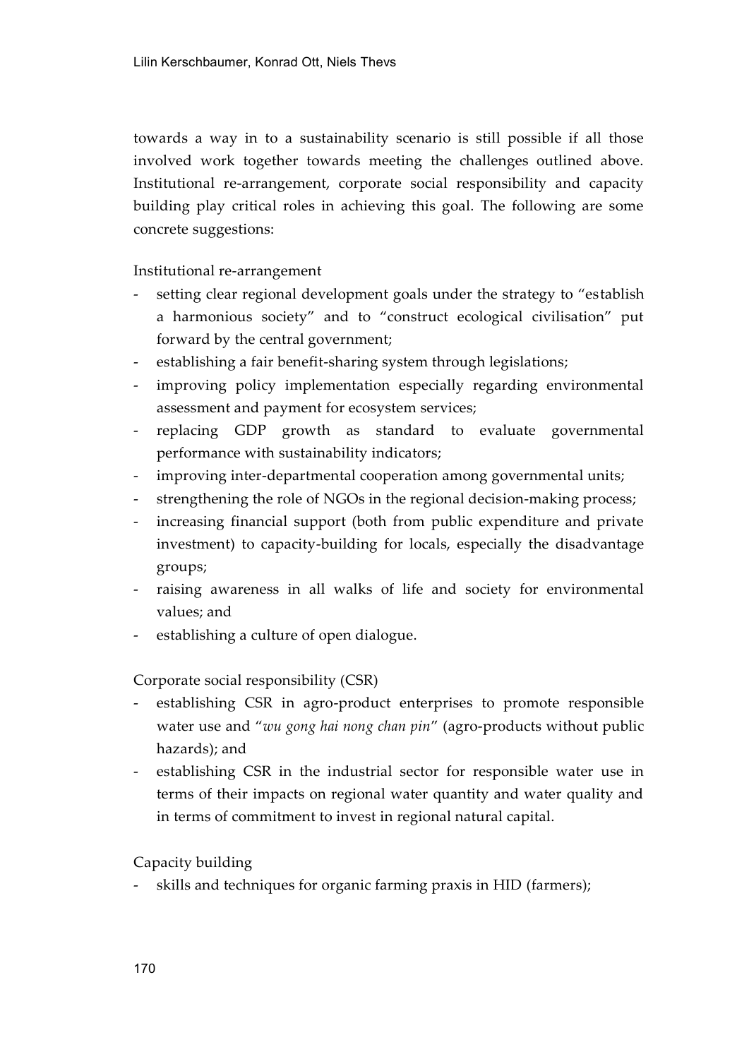towards a way in to a sustainability scenario is still possible if all those involved work together towards meeting the challenges outlined above. Institutional re-arrangement, corporate social responsibility and capacity building play critical roles in achieving this goal. The following are some concrete suggestions:

Institutional re-arrangement

- setting clear regional development goals under the strategy to "establish a harmonious society" and to "construct ecological civilisation" put forward by the central government;
- establishing a fair benefit-sharing system through legislations;
- improving policy implementation especially regarding environmental assessment and payment for ecosystem services;
- replacing GDP growth as standard to evaluate governmental performance with sustainability indicators;
- improving inter-departmental cooperation among governmental units;
- strengthening the role of NGOs in the regional decision-making process;
- increasing financial support (both from public expenditure and private investment) to capacity-building for locals, especially the disadvantage groups;
- raising awareness in all walks of life and society for environmental values; and
- establishing a culture of open dialogue.

Corporate social responsibility (CSR)

- establishing CSR in agro-product enterprises to promote responsible water use and "*wu gong hai nong chan pin*" (agro-products without public hazards); and
- establishing CSR in the industrial sector for responsible water use in terms of their impacts on regional water quantity and water quality and in terms of commitment to invest in regional natural capital.

Capacity building

- skills and techniques for organic farming praxis in HID (farmers);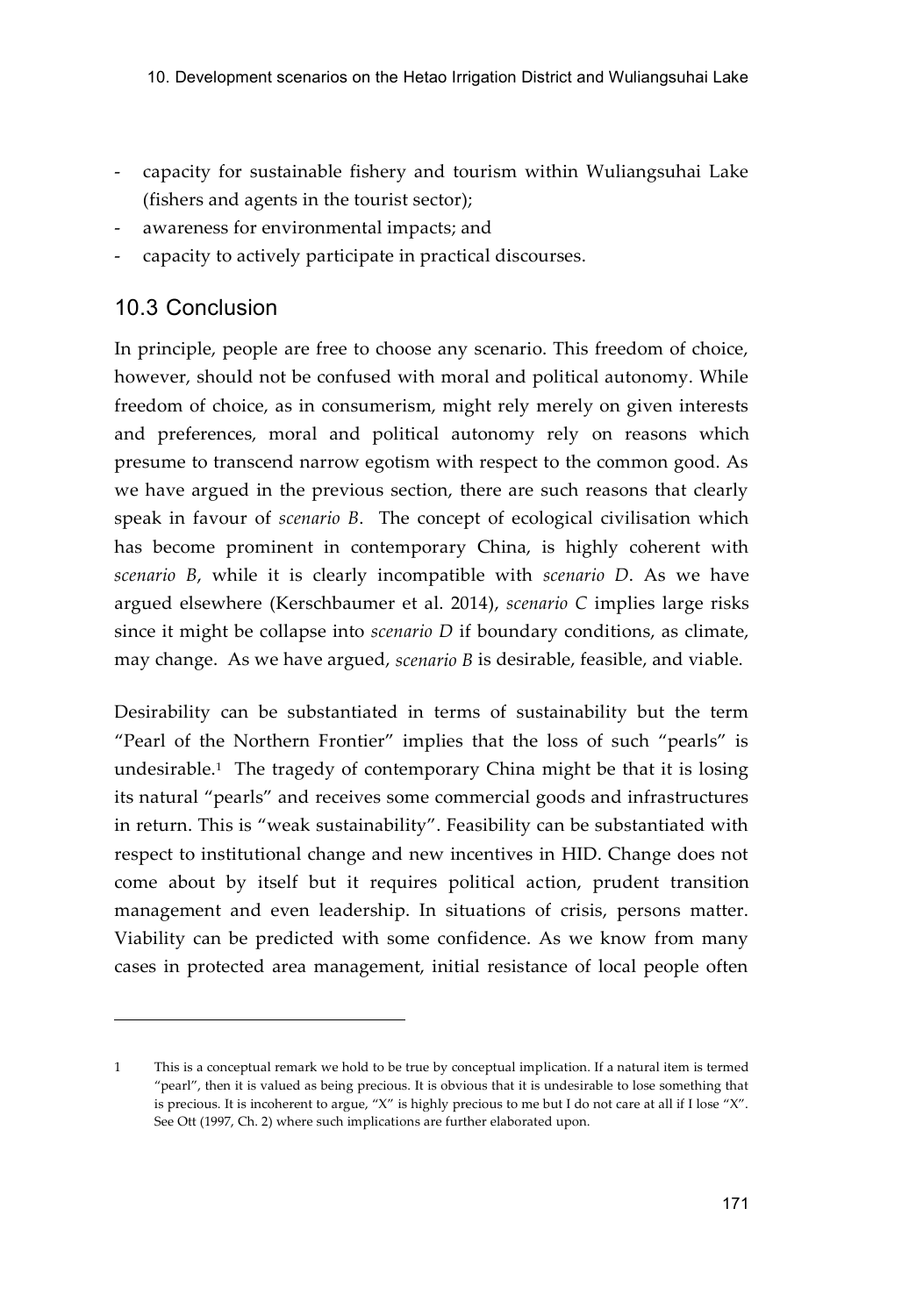- capacity for sustainable fishery and tourism within Wuliangsuhai Lake (fishers and agents in the tourist sector);
- awareness for environmental impacts; and
- capacity to actively participate in practical discourses.

## 10.3 Conclusion

In principle, people are free to choose any scenario. This freedom of choice, however, should not be confused with moral and political autonomy. While freedom of choice, as in consumerism, might rely merely on given interests and preferences, moral and political autonomy rely on reasons which presume to transcend narrow egotism with respect to the common good. As we have argued in the previous section, there are such reasons that clearly speak in favour of *scenario B*. The concept of ecological civilisation which has become prominent in contemporary China, is highly coherent with *scenario B*, while it is clearly incompatible with *scenario D*. As we have argued elsewhere (Kerschbaumer et al. 2014), *scenario C* implies large risks since it might be collapse into *scenario D* if boundary conditions, as climate, may change. As we have argued, *scenario B* is desirable, feasible, and viable.

Desirability can be substantiated in terms of sustainability but the term "Pearl of the Northern Frontier" implies that the loss of such "pearls" is undesirable.[1] The tragedy of contemporary China might be that it is losing its natural "pearls" and receives some commercial goods and infrastructures in return. This is "weak sustainability". Feasibility can be substantiated with respect to institutional change and new incentives in HID. Change does not come about by itself but it requires political action, prudent transition management and even leadership. In situations of crisis, persons matter. Viability can be predicted with some confidence. As we know from many cases in protected area management, initial resistance of local people often

---

1 This is a conceptual remark we hold to be true by conceptual implication. If a natural item is termed "pearl", then it is valued as being precious. It is obvious that it is undesirable to lose something that is precious. It is incoherent to argue, "X" is highly precious to me but I do not care at all if I lose "X". See Ott (1997, Ch. 2) where such implications are further elaborated upon.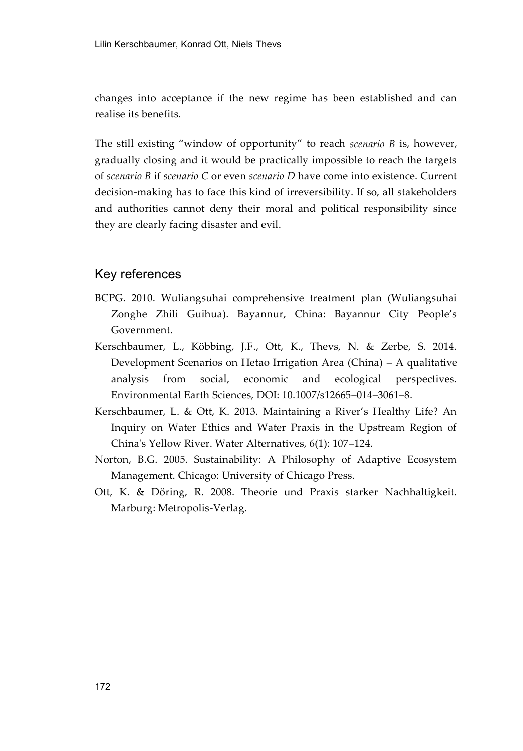changes into acceptance if the new regime has been established and can realise its benefits.

The still existing "window of opportunity" to reach *scenario B* is, however, gradually closing and it would be practically impossible to reach the targets of *scenario B* if *scenario C* or even *scenario D* have come into existence. Current decision-making has to face this kind of irreversibility. If so, all stakeholders and authorities cannot deny their moral and political responsibility since they are clearly facing disaster and evil.

## Key references

BCPG. 2010. Wuliangsuhai comprehensive treatment plan (Wuliangsuhai Zonghe Zhili Guihua). Bayannur, China: Bayannur City People's Government.

Kerschbaumer, L., Köbbing, J.F., Ott, K., Thevs, N. & Zerbe, S. 2014. Development Scenarios on Hetao Irrigation Area (China) – A qualitative analysis from social, economic and ecological perspectives. Environmental Earth Sciences, DOI: 10.1007/s12665–014–3061–8.

Kerschbaumer, L. & Ott, K. 2013. Maintaining a River's Healthy Life? An Inquiry on Water Ethics and Water Praxis in the Upstream Region of China's Yellow River. Water Alternatives, 6(1): 107–124.

Norton, B.G. 2005. Sustainability: A Philosophy of Adaptive Ecosystem Management. Chicago: University of Chicago Press.

Ott, K. & Döring, R. 2008. Theorie und Praxis starker Nachhaltigkeit. Marburg: Metropolis-Verlag.